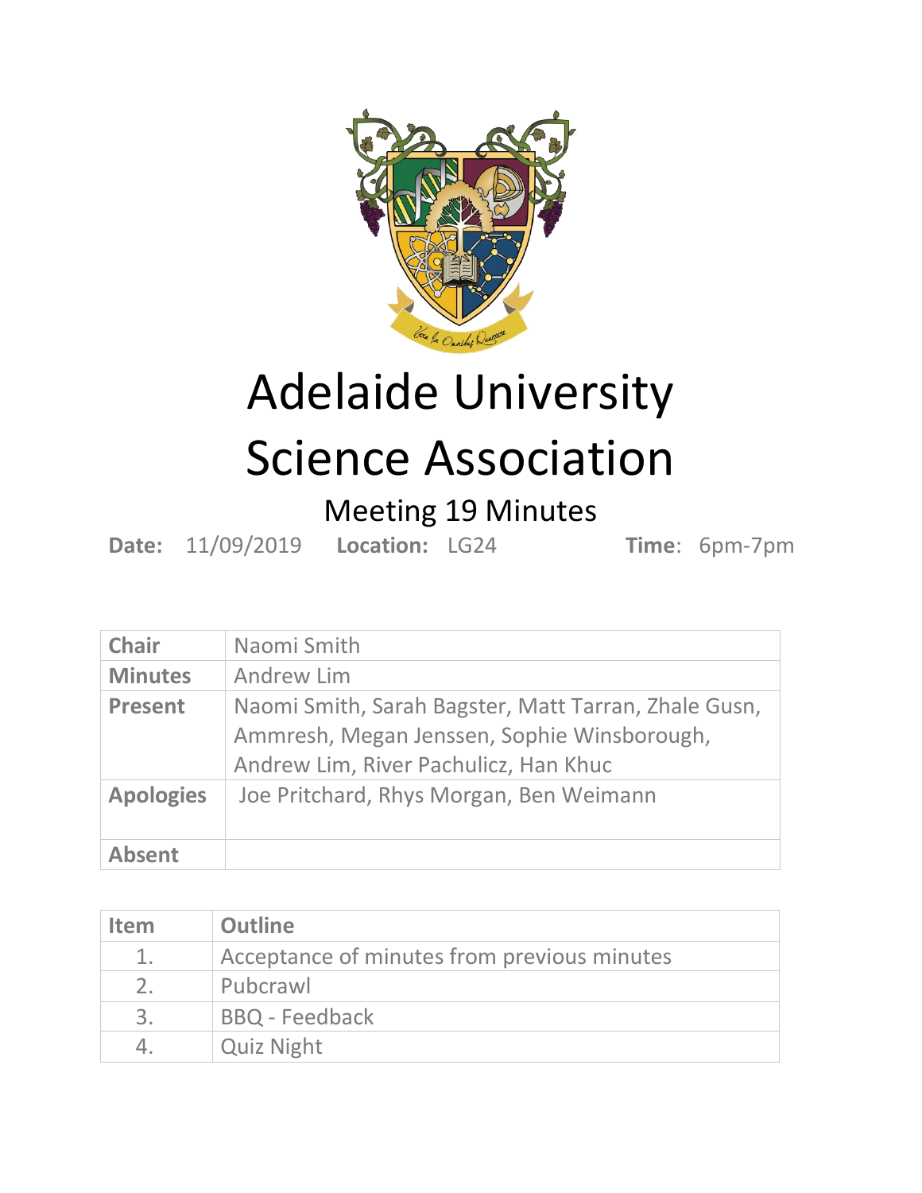# Adelaide University Science Association

## Meeting 19 Minutes

**Date:** 11/09/2019 **Location:** LG24 **Time**: 6pm-7pm

| | |
|---|---|
| **Chair** | Naomi Smith |
| **Minutes** | Andrew Lim |
| **Present** | Naomi Smith, Sarah Bagster, Matt Tarran, Zhale Gusn, Ammresh, Megan Jenssen, Sophie Winsborough, Andrew Lim, River Pachulicz, Han Khuc |
| **Apologies** | Joe Pritchard, Rhys Morgan, Ben Weimann |
| **Absent** | |

| Item | Outline |
|---|---|
| 1. | Acceptance of minutes from previous minutes |
| 2. | Pubcrawl |
| 3. | BBQ - Feedback |
| 4. | Quiz Night |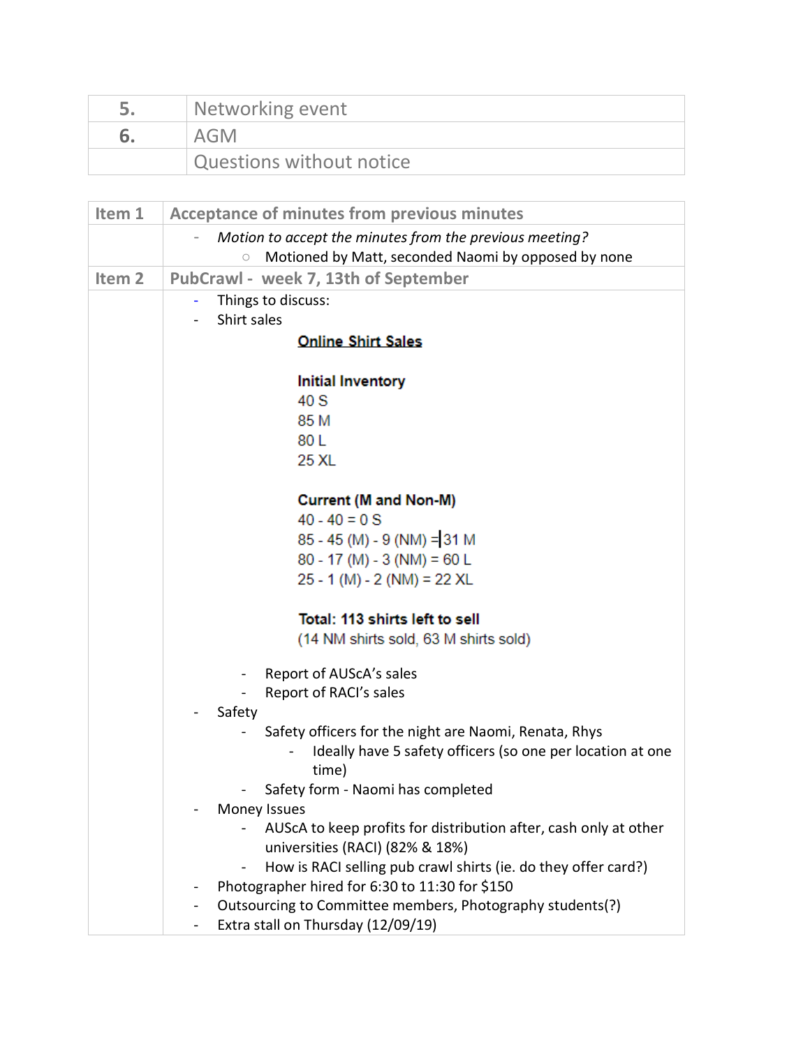| | |
|---|---|
| **5.** | Networking event |
| **6.** | AGM |
| | Questions without notice |

| | |
|---|---|
| **Item 1** | **Acceptance of minutes from previous minutes** |
| | - *Motion to accept the minutes from the previous meeting?*<br>  ○ Motioned by Matt, seconded Naomi by opposed by none |
| **Item 2** | **PubCrawl - week 7, 13th of September** |
| | - Things to discuss:<br>- Shirt sales<br><br>**Online Shirt Sales**<br><br>**Initial Inventory**<br>40 S<br>85 M<br>80 L<br>25 XL<br><br>**Current (M and Non-M)**<br>40 - 40 = 0 S<br>85 - 45 (M) - 9 (NM) = 31 M<br>80 - 17 (M) - 3 (NM) = 60 L<br>25 - 1 (M) - 2 (NM) = 22 XL<br><br>**Total: 113 shirts left to sell**<br>(14 NM shirts sold, 63 M shirts sold)<br><br>  - Report of AUScA's sales<br>  - Report of RACI's sales<br>- Safety<br>  - Safety officers for the night are Naomi, Renata, Rhys<br>    - Ideally have 5 safety officers (so one per location at one time)<br>  - Safety form - Naomi has completed<br>- Money Issues<br>  - AUScA to keep profits for distribution after, cash only at other universities (RACI) (82% & 18%)<br>  - How is RACI selling pub crawl shirts (ie. do they offer card?)<br>- Photographer hired for 6:30 to 11:30 for $150<br>- Outsourcing to Committee members, Photography students(?)<br>- Extra stall on Thursday (12/09/19) |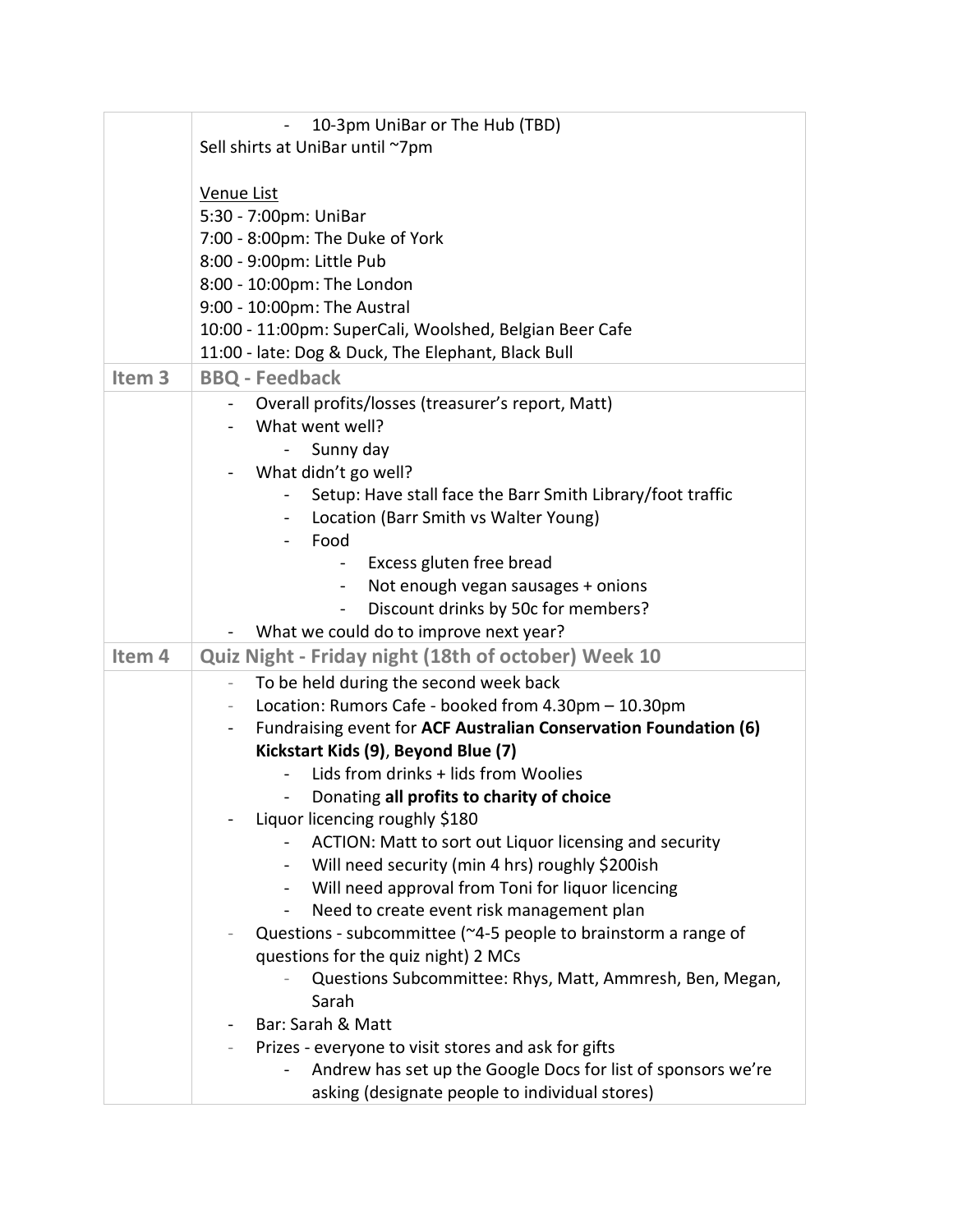| | |
|---|---|
| | - 10-3pm UniBar or The Hub (TBD)<br>Sell shirts at UniBar until ~7pm<br><br>Venue List<br>5:30 - 7:00pm: UniBar<br>7:00 - 8:00pm: The Duke of York<br>8:00 - 9:00pm: Little Pub<br>8:00 - 10:00pm: The London<br>9:00 - 10:00pm: The Austral<br>10:00 - 11:00pm: SuperCali, Woolshed, Belgian Beer Cafe<br>11:00 - late: Dog & Duck, The Elephant, Black Bull |
| **Item 3** | **BBQ - Feedback** |
| | - Overall profits/losses (treasurer's report, Matt)<br>- What went well?<br>&nbsp;&nbsp;&nbsp;&nbsp;- Sunny day<br>- What didn't go well?<br>&nbsp;&nbsp;&nbsp;&nbsp;- Setup: Have stall face the Barr Smith Library/foot traffic<br>&nbsp;&nbsp;&nbsp;&nbsp;- Location (Barr Smith vs Walter Young)<br>&nbsp;&nbsp;&nbsp;&nbsp;- Food<br>&nbsp;&nbsp;&nbsp;&nbsp;&nbsp;&nbsp;&nbsp;&nbsp;- Excess gluten free bread<br>&nbsp;&nbsp;&nbsp;&nbsp;&nbsp;&nbsp;&nbsp;&nbsp;- Not enough vegan sausages + onions<br>&nbsp;&nbsp;&nbsp;&nbsp;&nbsp;&nbsp;&nbsp;&nbsp;- Discount drinks by 50c for members?<br>- What we could do to improve next year? |
| **Item 4** | **Quiz Night - Friday night (18th of october) Week 10** |
| | - To be held during the second week back<br>- Location: Rumors Cafe - booked from 4.30pm – 10.30pm<br>- Fundraising event for **ACF Australian Conservation Foundation (6) Kickstart Kids (9)**, **Beyond Blue (7)**<br>&nbsp;&nbsp;&nbsp;&nbsp;- Lids from drinks + lids from Woolies<br>&nbsp;&nbsp;&nbsp;&nbsp;- Donating **all profits to charity of choice**<br>- Liquor licencing roughly $180<br>&nbsp;&nbsp;&nbsp;&nbsp;- ACTION: Matt to sort out Liquor licensing and security<br>&nbsp;&nbsp;&nbsp;&nbsp;- Will need security (min 4 hrs) roughly $200ish<br>&nbsp;&nbsp;&nbsp;&nbsp;- Will need approval from Toni for liquor licencing<br>&nbsp;&nbsp;&nbsp;&nbsp;- Need to create event risk management plan<br>- Questions - subcommittee (~4-5 people to brainstorm a range of questions for the quiz night) 2 MCs<br>&nbsp;&nbsp;&nbsp;&nbsp;- Questions Subcommittee: Rhys, Matt, Ammresh, Ben, Megan, Sarah<br>- Bar: Sarah & Matt<br>- Prizes - everyone to visit stores and ask for gifts<br>&nbsp;&nbsp;&nbsp;&nbsp;- Andrew has set up the Google Docs for list of sponsors we're asking (designate people to individual stores) |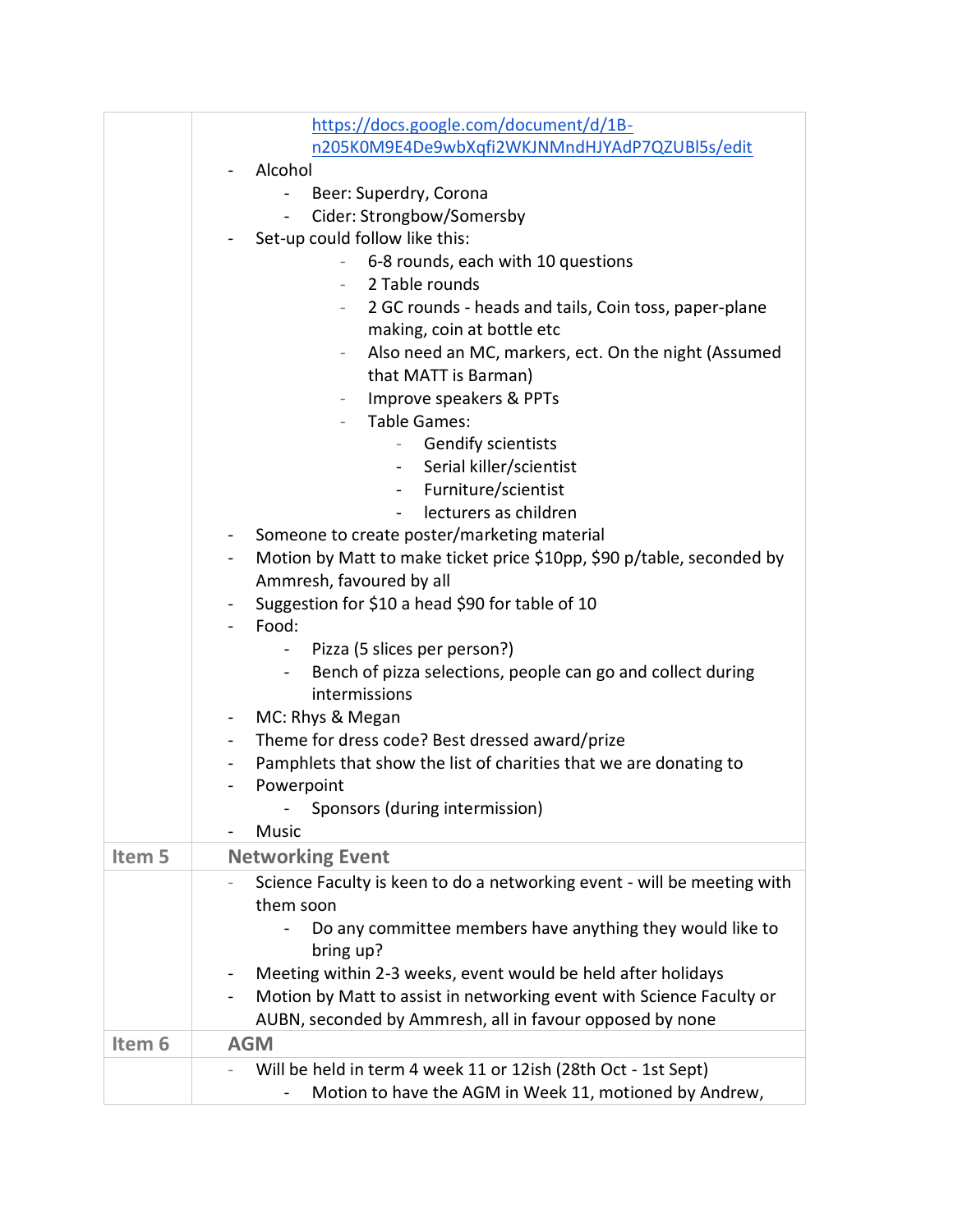| | |
|---|---|
| | https://docs.google.com/document/d/1B-n205K0M9E4De9wbXqfi2WKJNMndHJYAdP7QZUBl5s/edit<br>- Alcohol<br>&nbsp;&nbsp;&nbsp;&nbsp;- Beer: Superdry, Corona<br>&nbsp;&nbsp;&nbsp;&nbsp;- Cider: Strongbow/Somersby<br>- Set-up could follow like this:<br>&nbsp;&nbsp;&nbsp;&nbsp;&nbsp;&nbsp;&nbsp;&nbsp;- 6-8 rounds, each with 10 questions<br>&nbsp;&nbsp;&nbsp;&nbsp;&nbsp;&nbsp;&nbsp;&nbsp;- 2 Table rounds<br>&nbsp;&nbsp;&nbsp;&nbsp;&nbsp;&nbsp;&nbsp;&nbsp;- 2 GC rounds - heads and tails, Coin toss, paper-plane making, coin at bottle etc<br>&nbsp;&nbsp;&nbsp;&nbsp;&nbsp;&nbsp;&nbsp;&nbsp;- Also need an MC, markers, ect. On the night (Assumed that MATT is Barman)<br>&nbsp;&nbsp;&nbsp;&nbsp;&nbsp;&nbsp;&nbsp;&nbsp;- Improve speakers & PPTs<br>&nbsp;&nbsp;&nbsp;&nbsp;&nbsp;&nbsp;&nbsp;&nbsp;- Table Games:<br>&nbsp;&nbsp;&nbsp;&nbsp;&nbsp;&nbsp;&nbsp;&nbsp;&nbsp;&nbsp;&nbsp;&nbsp;- Gendify scientists<br>&nbsp;&nbsp;&nbsp;&nbsp;&nbsp;&nbsp;&nbsp;&nbsp;&nbsp;&nbsp;&nbsp;&nbsp;- Serial killer/scientist<br>&nbsp;&nbsp;&nbsp;&nbsp;&nbsp;&nbsp;&nbsp;&nbsp;&nbsp;&nbsp;&nbsp;&nbsp;- Furniture/scientist<br>&nbsp;&nbsp;&nbsp;&nbsp;&nbsp;&nbsp;&nbsp;&nbsp;&nbsp;&nbsp;&nbsp;&nbsp;- lecturers as children<br>- Someone to create poster/marketing material<br>- Motion by Matt to make ticket price $10pp, $90 p/table, seconded by Ammresh, favoured by all<br>- Suggestion for $10 a head $90 for table of 10<br>- Food:<br>&nbsp;&nbsp;&nbsp;&nbsp;- Pizza (5 slices per person?)<br>&nbsp;&nbsp;&nbsp;&nbsp;- Bench of pizza selections, people can go and collect during intermissions<br>- MC: Rhys & Megan<br>- Theme for dress code? Best dressed award/prize<br>- Pamphlets that show the list of charities that we are donating to<br>- Powerpoint<br>&nbsp;&nbsp;&nbsp;&nbsp;- Sponsors (during intermission)<br>- Music |
| **Item 5** | **Networking Event** |
| | - Science Faculty is keen to do a networking event - will be meeting with them soon<br>&nbsp;&nbsp;&nbsp;&nbsp;- Do any committee members have anything they would like to bring up?<br>- Meeting within 2-3 weeks, event would be held after holidays<br>- Motion by Matt to assist in networking event with Science Faculty or AUBN, seconded by Ammresh, all in favour opposed by none |
| **Item 6** | **AGM** |
| | - Will be held in term 4 week 11 or 12ish (28th Oct - 1st Sept)<br>&nbsp;&nbsp;&nbsp;&nbsp;- Motion to have the AGM in Week 11, motioned by Andrew, |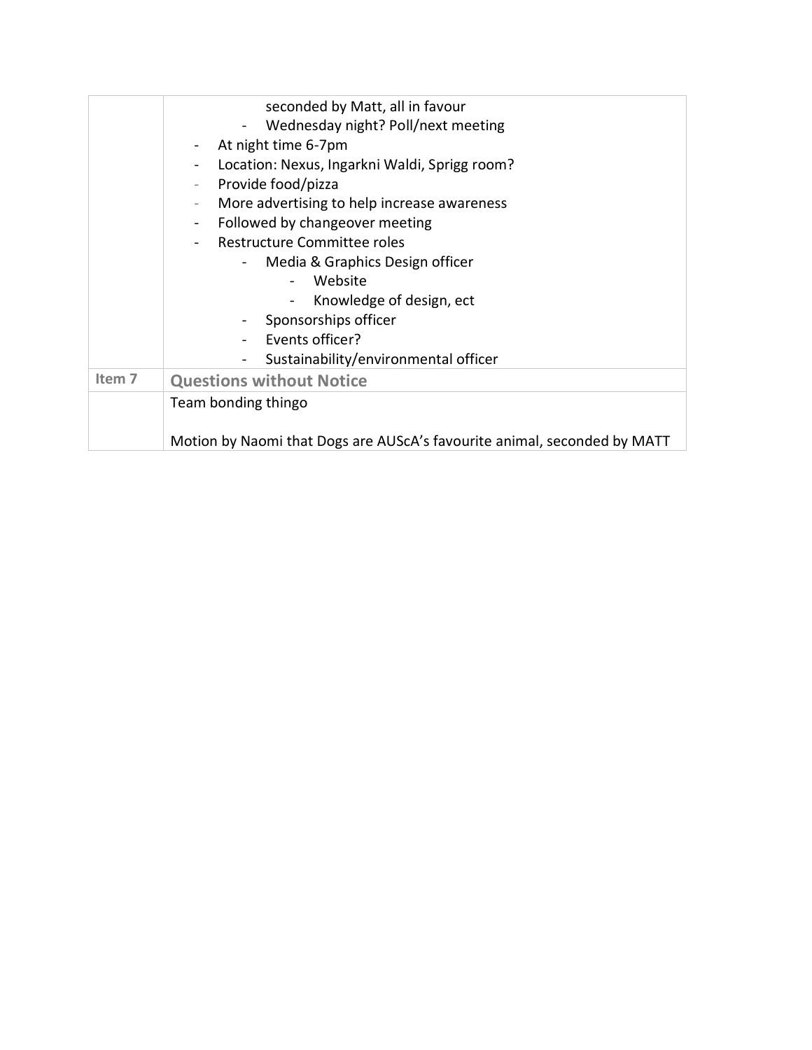| | |
|---|---|
| | seconded by Matt, all in favour<br>- Wednesday night? Poll/next meeting<br>- At night time 6-7pm<br>- Location: Nexus, Ingarkni Waldi, Sprigg room?<br>- Provide food/pizza<br>- More advertising to help increase awareness<br>- Followed by changeover meeting<br>- Restructure Committee roles<br>&nbsp;&nbsp;- Media & Graphics Design officer<br>&nbsp;&nbsp;&nbsp;&nbsp;- Website<br>&nbsp;&nbsp;&nbsp;&nbsp;- Knowledge of design, ect<br>&nbsp;&nbsp;- Sponsorships officer<br>&nbsp;&nbsp;- Events officer?<br>&nbsp;&nbsp;- Sustainability/environmental officer |
| **Item 7** | **Questions without Notice** |
| | Team bonding thingo<br><br>Motion by Naomi that Dogs are AUScA's favourite animal, seconded by MATT |